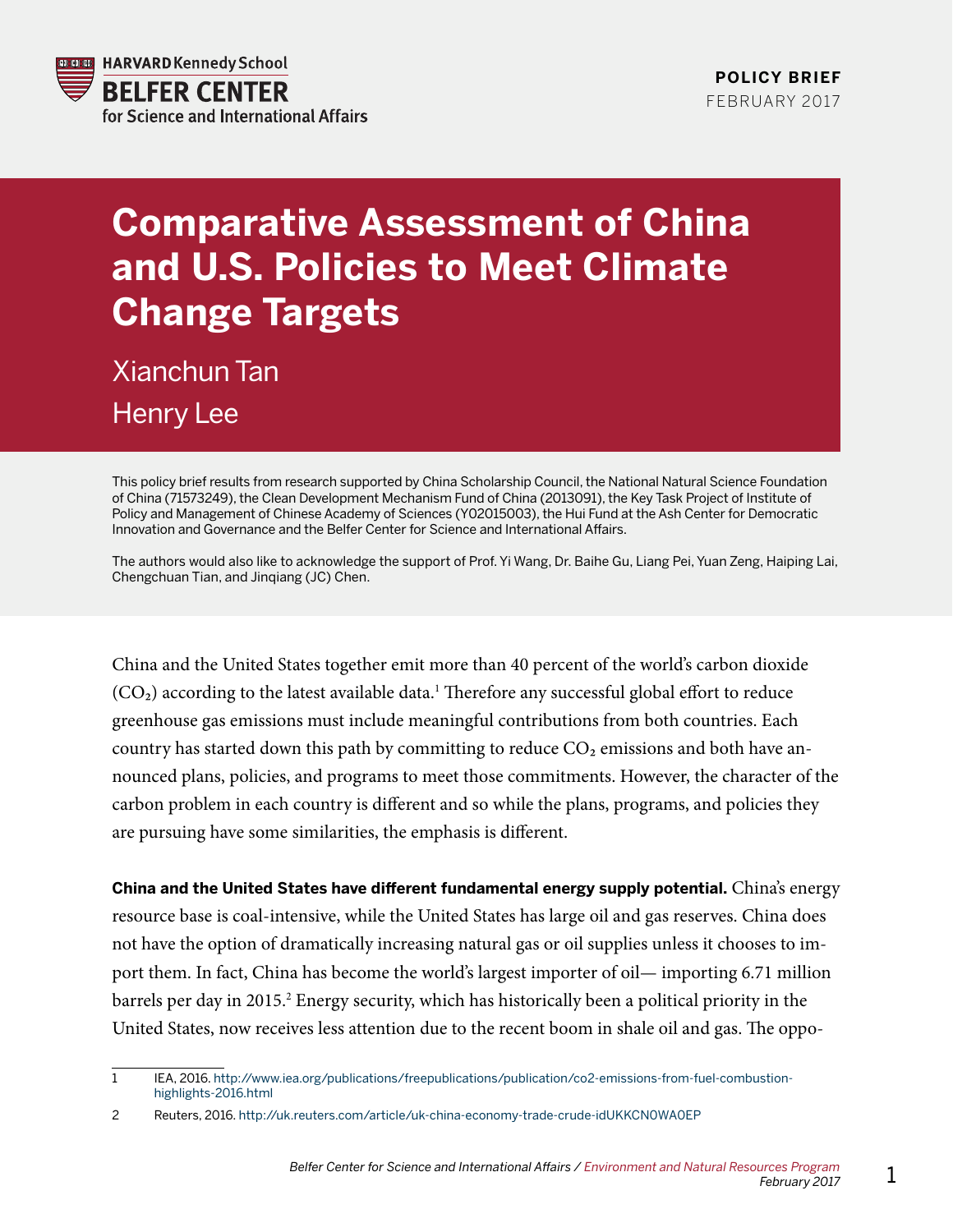HARVARD Kennedy School
BELFER CENTER
for Science and International Affairs

**POLICY BRIEF**
FEBRUARY 2017

# Comparative Assessment of China and U.S. Policies to Meet Climate Change Targets

Xianchun Tan

Henry Lee

This policy brief results from research supported by China Scholarship Council, the National Natural Science Foundation of China (71573249), the Clean Development Mechanism Fund of China (2013091), the Key Task Project of Institute of Policy and Management of Chinese Academy of Sciences (Y02015003), the Hui Fund at the Ash Center for Democratic Innovation and Governance and the Belfer Center for Science and International Affairs.

The authors would also like to acknowledge the support of Prof. Yi Wang, Dr. Baihe Gu, Liang Pei, Yuan Zeng, Haiping Lai, Chengchuan Tian, and Jinqiang (JC) Chen.

China and the United States together emit more than 40 percent of the world's carbon dioxide ($CO_2$) according to the latest available data.[1] Therefore any successful global effort to reduce greenhouse gas emissions must include meaningful contributions from both countries. Each country has started down this path by committing to reduce $CO_2$ emissions and both have announced plans, policies, and programs to meet those commitments. However, the character of the carbon problem in each country is different and so while the plans, programs, and policies they are pursuing have some similarities, the emphasis is different.

**China and the United States have different fundamental energy supply potential.** China's energy resource base is coal-intensive, while the United States has large oil and gas reserves. China does not have the option of dramatically increasing natural gas or oil supplies unless it chooses to import them. In fact, China has become the world's largest importer of oil— importing 6.71 million barrels per day in 2015.[2] Energy security, which has historically been a political priority in the United States, now receives less attention due to the recent boom in shale oil and gas. The oppo-

1 IEA, 2016. http://www.iea.org/publications/freepublications/publication/co2-emissions-from-fuel-combustion-highlights-2016.html

2 Reuters, 2016. http://uk.reuters.com/article/uk-china-economy-trade-crude-idUKKCN0WA0EP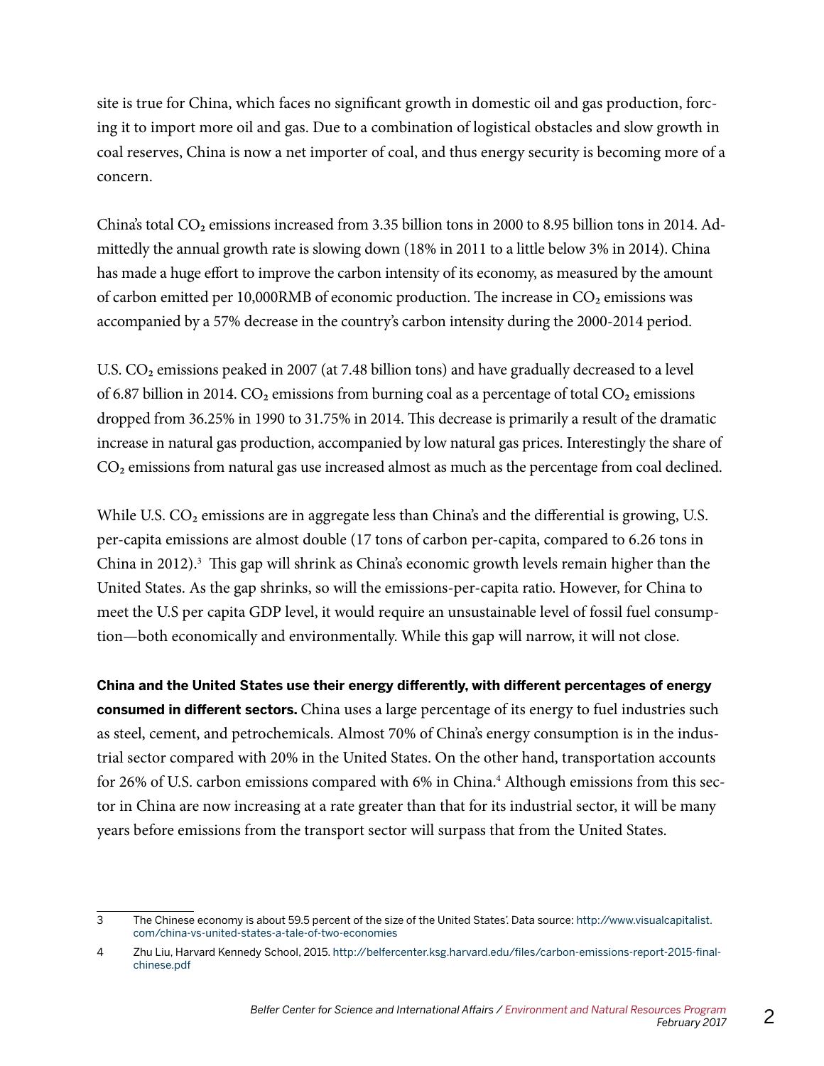site is true for China, which faces no significant growth in domestic oil and gas production, forcing it to import more oil and gas. Due to a combination of logistical obstacles and slow growth in coal reserves, China is now a net importer of coal, and thus energy security is becoming more of a concern.

China's total $CO_2$ emissions increased from 3.35 billion tons in 2000 to 8.95 billion tons in 2014. Admittedly the annual growth rate is slowing down (18% in 2011 to a little below 3% in 2014). China has made a huge effort to improve the carbon intensity of its economy, as measured by the amount of carbon emitted per 10,000RMB of economic production. The increase in $CO_2$ emissions was accompanied by a 57% decrease in the country's carbon intensity during the 2000-2014 period.

U.S. $CO_2$ emissions peaked in 2007 (at 7.48 billion tons) and have gradually decreased to a level of 6.87 billion in 2014. $CO_2$ emissions from burning coal as a percentage of total $CO_2$ emissions dropped from 36.25% in 1990 to 31.75% in 2014. This decrease is primarily a result of the dramatic increase in natural gas production, accompanied by low natural gas prices. Interestingly the share of $CO_2$ emissions from natural gas use increased almost as much as the percentage from coal declined.

While U.S. $CO_2$ emissions are in aggregate less than China's and the differential is growing, U.S. per-capita emissions are almost double (17 tons of carbon per-capita, compared to 6.26 tons in China in 2012).[3] This gap will shrink as China's economic growth levels remain higher than the United States. As the gap shrinks, so will the emissions-per-capita ratio. However, for China to meet the U.S per capita GDP level, it would require an unsustainable level of fossil fuel consumption—both economically and environmentally. While this gap will narrow, it will not close.

**China and the United States use their energy differently, with different percentages of energy consumed in different sectors.** China uses a large percentage of its energy to fuel industries such as steel, cement, and petrochemicals. Almost 70% of China's energy consumption is in the industrial sector compared with 20% in the United States. On the other hand, transportation accounts for 26% of U.S. carbon emissions compared with 6% in China.[4] Although emissions from this sector in China are now increasing at a rate greater than that for its industrial sector, it will be many years before emissions from the transport sector will surpass that from the United States.

---

3 The Chinese economy is about 59.5 percent of the size of the United States'. Data source: http://www.visualcapitalist.com/china-vs-united-states-a-tale-of-two-economies

4 Zhu Liu, Harvard Kennedy School, 2015. http://belfercenter.ksg.harvard.edu/files/carbon-emissions-report-2015-final-chinese.pdf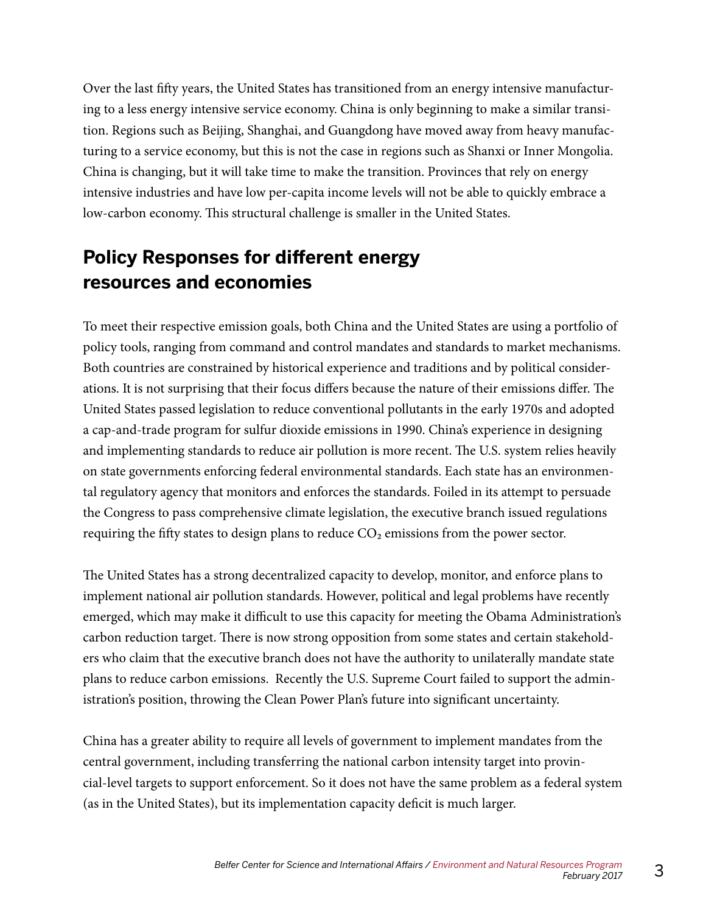Over the last fifty years, the United States has transitioned from an energy intensive manufacturing to a less energy intensive service economy. China is only beginning to make a similar transition. Regions such as Beijing, Shanghai, and Guangdong have moved away from heavy manufacturing to a service economy, but this is not the case in regions such as Shanxi or Inner Mongolia. China is changing, but it will take time to make the transition. Provinces that rely on energy intensive industries and have low per-capita income levels will not be able to quickly embrace a low-carbon economy. This structural challenge is smaller in the United States.

## Policy Responses for different energy resources and economies

To meet their respective emission goals, both China and the United States are using a portfolio of policy tools, ranging from command and control mandates and standards to market mechanisms. Both countries are constrained by historical experience and traditions and by political considerations. It is not surprising that their focus differs because the nature of their emissions differ. The United States passed legislation to reduce conventional pollutants in the early 1970s and adopted a cap-and-trade program for sulfur dioxide emissions in 1990. China's experience in designing and implementing standards to reduce air pollution is more recent. The U.S. system relies heavily on state governments enforcing federal environmental standards. Each state has an environmental regulatory agency that monitors and enforces the standards. Foiled in its attempt to persuade the Congress to pass comprehensive climate legislation, the executive branch issued regulations requiring the fifty states to design plans to reduce $CO_2$ emissions from the power sector.

The United States has a strong decentralized capacity to develop, monitor, and enforce plans to implement national air pollution standards. However, political and legal problems have recently emerged, which may make it difficult to use this capacity for meeting the Obama Administration's carbon reduction target. There is now strong opposition from some states and certain stakeholders who claim that the executive branch does not have the authority to unilaterally mandate state plans to reduce carbon emissions. Recently the U.S. Supreme Court failed to support the administration's position, throwing the Clean Power Plan's future into significant uncertainty.

China has a greater ability to require all levels of government to implement mandates from the central government, including transferring the national carbon intensity target into provincial-level targets to support enforcement. So it does not have the same problem as a federal system (as in the United States), but its implementation capacity deficit is much larger.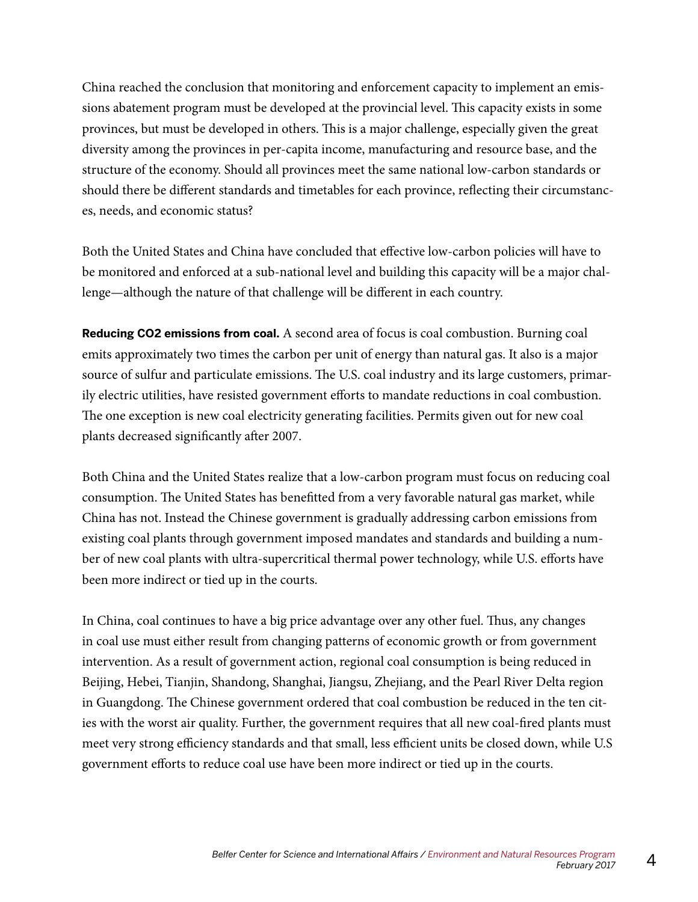China reached the conclusion that monitoring and enforcement capacity to implement an emissions abatement program must be developed at the provincial level. This capacity exists in some provinces, but must be developed in others. This is a major challenge, especially given the great diversity among the provinces in per-capita income, manufacturing and resource base, and the structure of the economy. Should all provinces meet the same national low-carbon standards or should there be different standards and timetables for each province, reflecting their circumstances, needs, and economic status?

Both the United States and China have concluded that effective low-carbon policies will have to be monitored and enforced at a sub-national level and building this capacity will be a major challenge—although the nature of that challenge will be different in each country.

**Reducing CO2 emissions from coal.** A second area of focus is coal combustion. Burning coal emits approximately two times the carbon per unit of energy than natural gas. It also is a major source of sulfur and particulate emissions. The U.S. coal industry and its large customers, primarily electric utilities, have resisted government efforts to mandate reductions in coal combustion. The one exception is new coal electricity generating facilities. Permits given out for new coal plants decreased significantly after 2007.

Both China and the United States realize that a low-carbon program must focus on reducing coal consumption. The United States has benefitted from a very favorable natural gas market, while China has not. Instead the Chinese government is gradually addressing carbon emissions from existing coal plants through government imposed mandates and standards and building a number of new coal plants with ultra-supercritical thermal power technology, while U.S. efforts have been more indirect or tied up in the courts.

In China, coal continues to have a big price advantage over any other fuel. Thus, any changes in coal use must either result from changing patterns of economic growth or from government intervention. As a result of government action, regional coal consumption is being reduced in Beijing, Hebei, Tianjin, Shandong, Shanghai, Jiangsu, Zhejiang, and the Pearl River Delta region in Guangdong. The Chinese government ordered that coal combustion be reduced in the ten cities with the worst air quality. Further, the government requires that all new coal-fired plants must meet very strong efficiency standards and that small, less efficient units be closed down, while U.S government efforts to reduce coal use have been more indirect or tied up in the courts.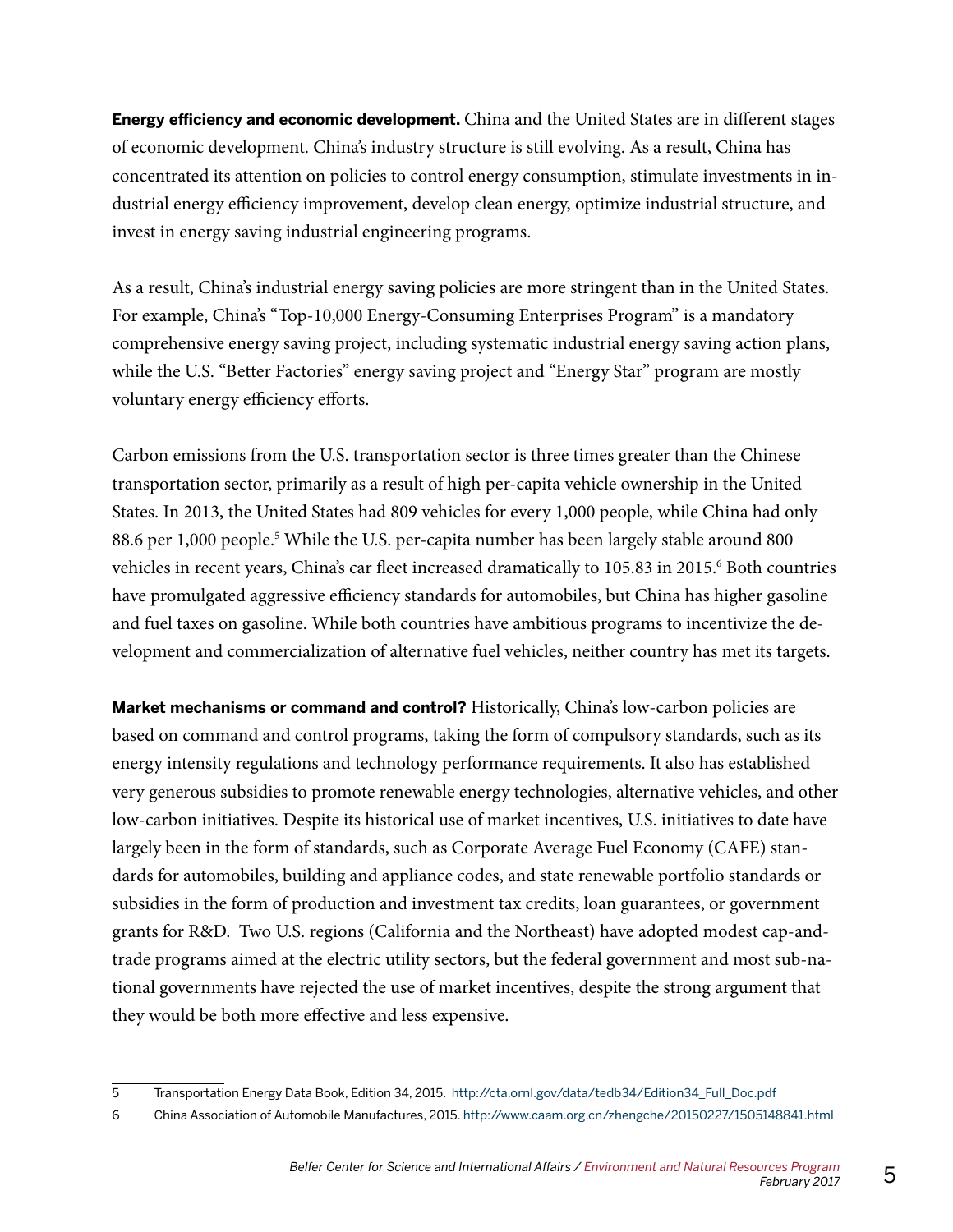**Energy efficiency and economic development.** China and the United States are in different stages of economic development. China's industry structure is still evolving. As a result, China has concentrated its attention on policies to control energy consumption, stimulate investments in industrial energy efficiency improvement, develop clean energy, optimize industrial structure, and invest in energy saving industrial engineering programs.

As a result, China's industrial energy saving policies are more stringent than in the United States. For example, China's "Top-10,000 Energy-Consuming Enterprises Program" is a mandatory comprehensive energy saving project, including systematic industrial energy saving action plans, while the U.S. "Better Factories" energy saving project and "Energy Star" program are mostly voluntary energy efficiency efforts.

Carbon emissions from the U.S. transportation sector is three times greater than the Chinese transportation sector, primarily as a result of high per-capita vehicle ownership in the United States. In 2013, the United States had 809 vehicles for every 1,000 people, while China had only 88.6 per 1,000 people.[5] While the U.S. per-capita number has been largely stable around 800 vehicles in recent years, China's car fleet increased dramatically to 105.83 in 2015.[6] Both countries have promulgated aggressive efficiency standards for automobiles, but China has higher gasoline and fuel taxes on gasoline. While both countries have ambitious programs to incentivize the development and commercialization of alternative fuel vehicles, neither country has met its targets.

**Market mechanisms or command and control?** Historically, China's low-carbon policies are based on command and control programs, taking the form of compulsory standards, such as its energy intensity regulations and technology performance requirements. It also has established very generous subsidies to promote renewable energy technologies, alternative vehicles, and other low-carbon initiatives. Despite its historical use of market incentives, U.S. initiatives to date have largely been in the form of standards, such as Corporate Average Fuel Economy (CAFE) standards for automobiles, building and appliance codes, and state renewable portfolio standards or subsidies in the form of production and investment tax credits, loan guarantees, or government grants for R&D. Two U.S. regions (California and the Northeast) have adopted modest cap-and-trade programs aimed at the electric utility sectors, but the federal government and most sub-national governments have rejected the use of market incentives, despite the strong argument that they would be both more effective and less expensive.

---

5 Transportation Energy Data Book, Edition 34, 2015. http://cta.ornl.gov/data/tedb34/Edition34_Full_Doc.pdf

6 China Association of Automobile Manufactures, 2015. http://www.caam.org.cn/zhengche/20150227/1505148841.html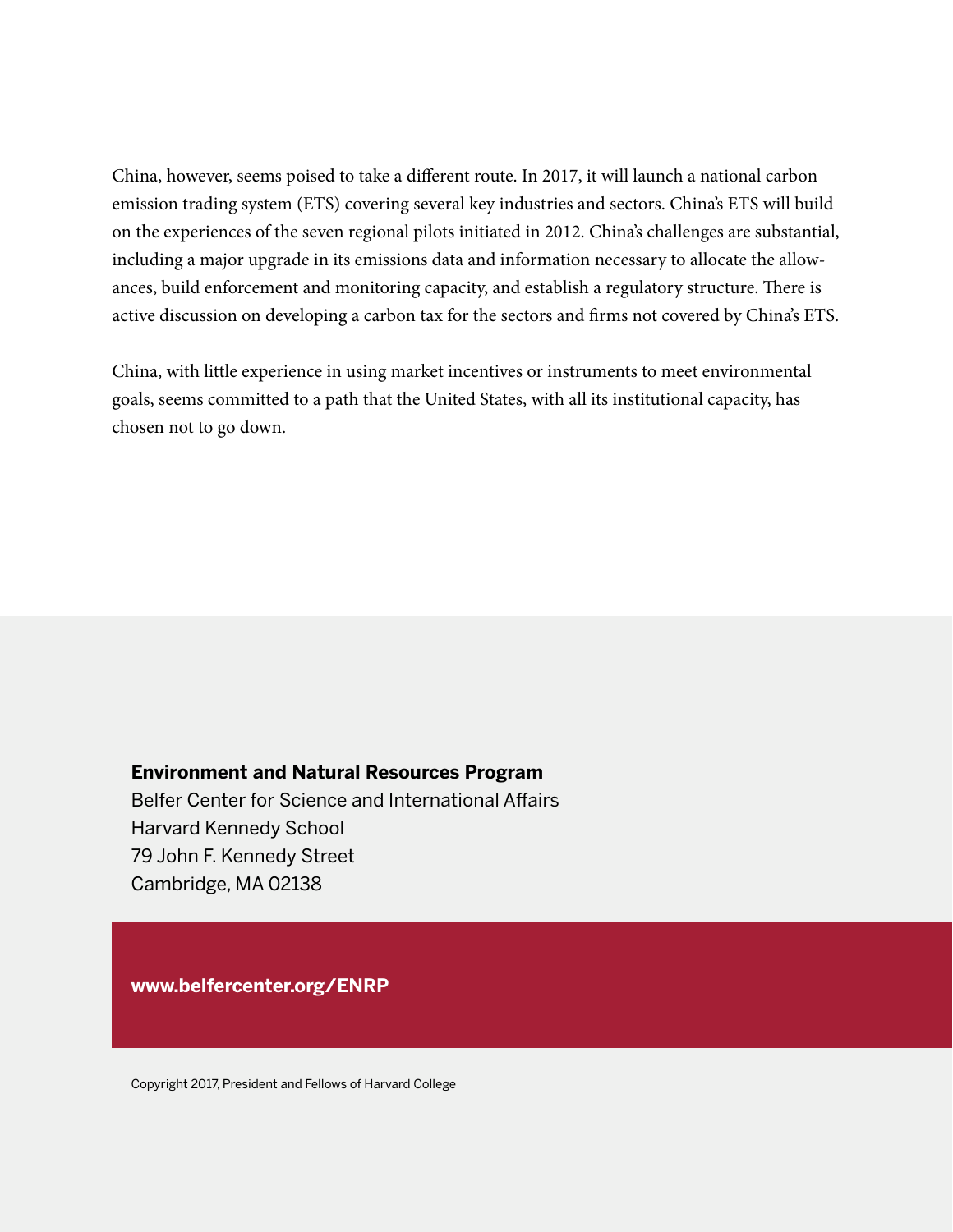China, however, seems poised to take a different route. In 2017, it will launch a national carbon emission trading system (ETS) covering several key industries and sectors. China's ETS will build on the experiences of the seven regional pilots initiated in 2012. China's challenges are substantial, including a major upgrade in its emissions data and information necessary to allocate the allowances, build enforcement and monitoring capacity, and establish a regulatory structure. There is active discussion on developing a carbon tax for the sectors and firms not covered by China's ETS.

China, with little experience in using market incentives or instruments to meet environmental goals, seems committed to a path that the United States, with all its institutional capacity, has chosen not to go down.

**Environment and Natural Resources Program**
Belfer Center for Science and International Affairs
Harvard Kennedy School
79 John F. Kennedy Street
Cambridge, MA 02138

**www.belfercenter.org/ENRP**

Copyright 2017, President and Fellows of Harvard College